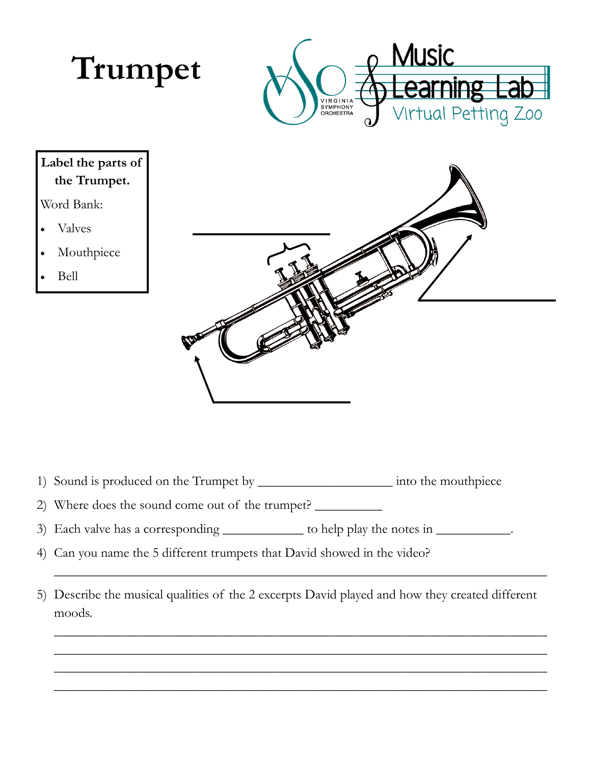# Trumpet

Music Learning Lab

Virtual Petting Zoo

VIRGINIA SYMPHONY ORCHESTRA

**Label the parts of the Trumpet.**

Word Bank:

- Valves
- Mouthpiece
- Bell

1) Sound is produced on the Trumpet by ___________________ into the mouthpiece
2) Where does the sound come out of the trumpet? __________
3) Each valve has a corresponding ___________ to help play the notes in __________.
4) Can you name the 5 different trumpets that David showed in the video?

   ______________________________________________________________________

5) Describe the musical qualities of the 2 excerpts David played and how they created different moods.

   ______________________________________________________________________

   ______________________________________________________________________

   ______________________________________________________________________

   ______________________________________________________________________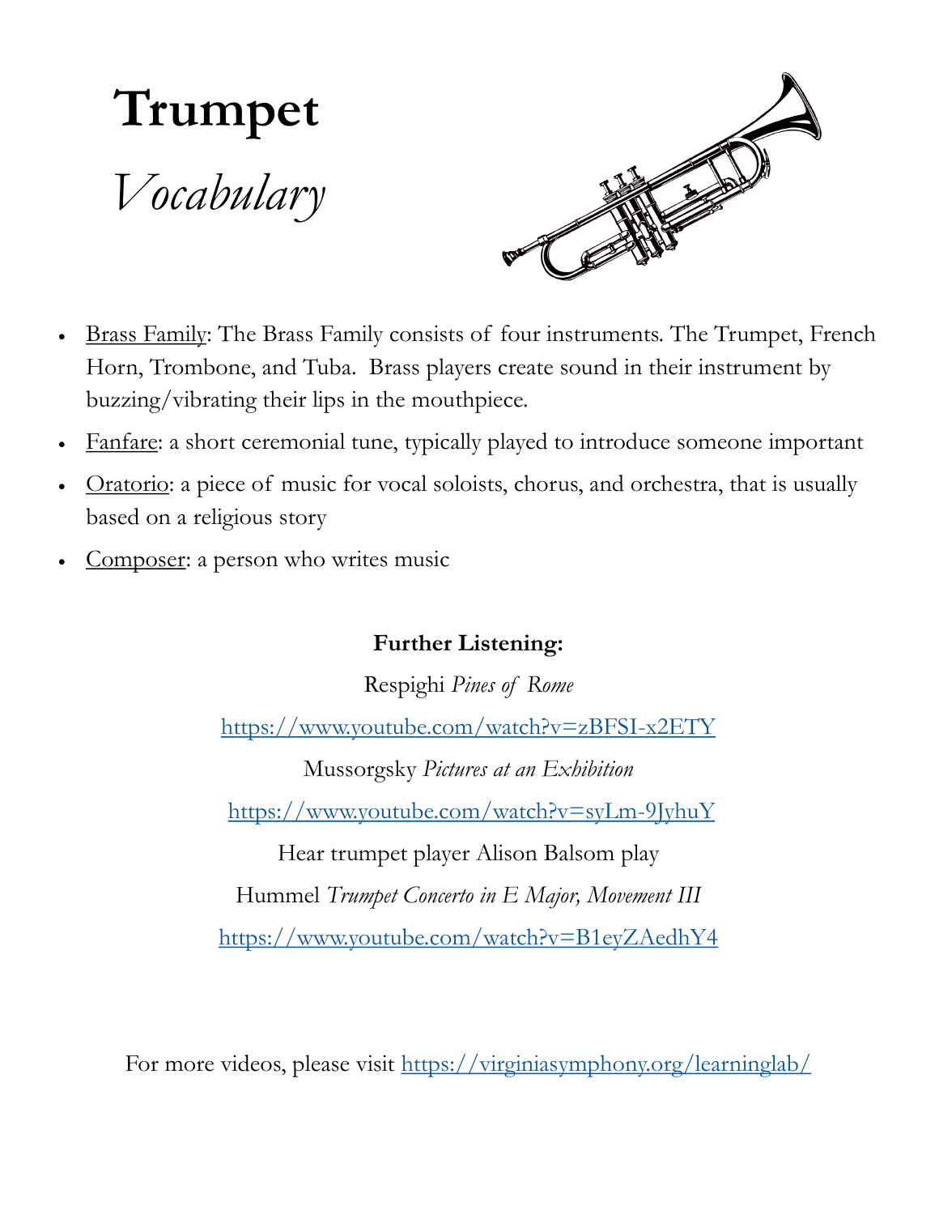# Trumpet

## *Vocabulary*

- Brass Family: The Brass Family consists of four instruments. The Trumpet, French Horn, Trombone, and Tuba. Brass players create sound in their instrument by buzzing/vibrating their lips in the mouthpiece.
- Fanfare: a short ceremonial tune, typically played to introduce someone important
- Oratorio: a piece of music for vocal soloists, chorus, and orchestra, that is usually based on a religious story
- Composer: a person who writes music

**Further Listening:**

Respighi *Pines of Rome*

https://www.youtube.com/watch?v=zBFSI-x2ETY

Mussorgsky *Pictures at an Exhibition*

https://www.youtube.com/watch?v=syLm-9JyhuY

Hear trumpet player Alison Balsom play

Hummel *Trumpet Concerto in E Major, Movement III*

https://www.youtube.com/watch?v=B1eyZAedhY4

For more videos, please visit https://virginiasymphony.org/learninglab/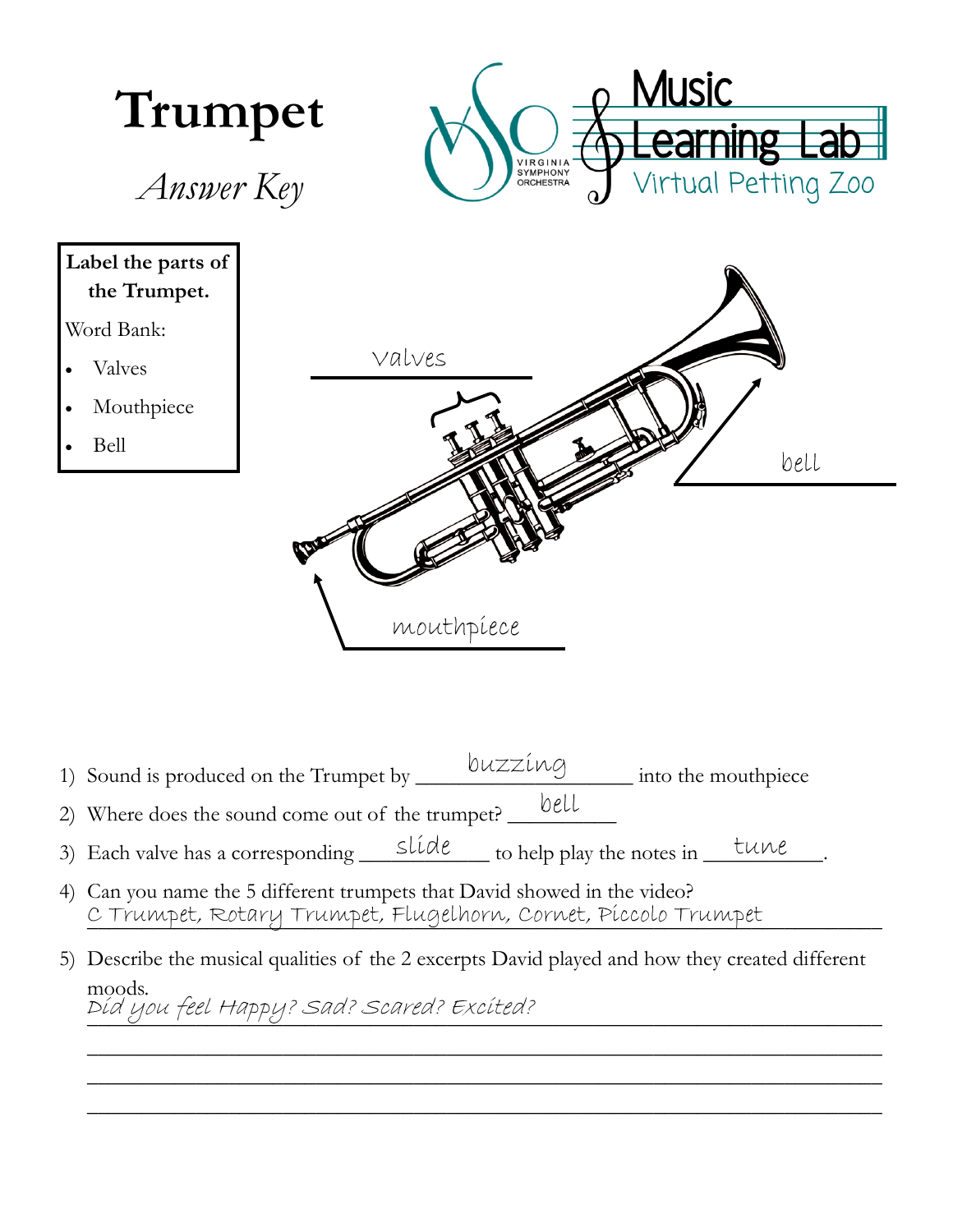# Trumpet

*Answer Key*

Music Learning Lab
Virtual Petting Zoo

VIRGINIA SYMPHONY ORCHESTRA

**Label the parts of the Trumpet.**

Word Bank:

- Valves
- Mouthpiece
- Bell

valves

bell

mouthpiece

1) Sound is produced on the Trumpet by buzzing into the mouthpiece
2) Where does the sound come out of the trumpet? bell
3) Each valve has a corresponding slide to help play the notes in tune.
4) Can you name the 5 different trumpets that David showed in the video?
   C Trumpet, Rotary Trumpet, Flugelhorn, Cornet, Piccolo Trumpet
5) Describe the musical qualities of the 2 excerpts David played and how they created different moods.
   Did you feel Happy? Sad? Scared? Excited?